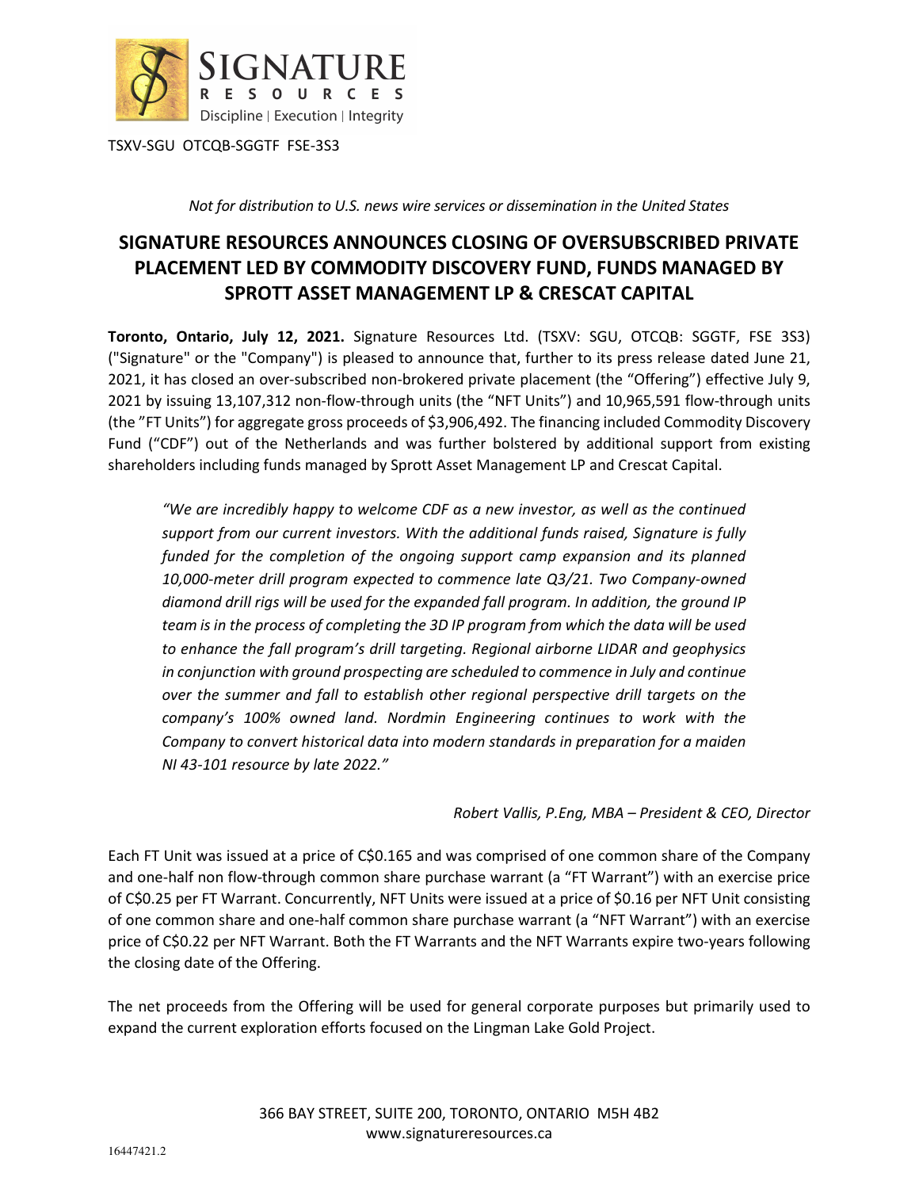SIGNATURE RESOURCES

Discipline | Execution | Integrity

TSXV-SGU OTCQB-SGGTF FSE-3S3

*Not for distribution to U.S. news wire services or dissemination in the United States*

# SIGNATURE RESOURCES ANNOUNCES CLOSING OF OVERSUBSCRIBED PRIVATE PLACEMENT LED BY COMMODITY DISCOVERY FUND, FUNDS MANAGED BY SPROTT ASSET MANAGEMENT LP & CRESCAT CAPITAL

**Toronto, Ontario, July 12, 2021.** Signature Resources Ltd. (TSXV: SGU, OTCQB: SGGTF, FSE 3S3) ("Signature" or the "Company") is pleased to announce that, further to its press release dated June 21, 2021, it has closed an over-subscribed non-brokered private placement (the "Offering") effective July 9, 2021 by issuing 13,107,312 non-flow-through units (the "NFT Units") and 10,965,591 flow-through units (the "FT Units") for aggregate gross proceeds of $3,906,492. The financing included Commodity Discovery Fund ("CDF") out of the Netherlands and was further bolstered by additional support from existing shareholders including funds managed by Sprott Asset Management LP and Crescat Capital.

> *"We are incredibly happy to welcome CDF as a new investor, as well as the continued support from our current investors. With the additional funds raised, Signature is fully funded for the completion of the ongoing support camp expansion and its planned 10,000-meter drill program expected to commence late Q3/21. Two Company-owned diamond drill rigs will be used for the expanded fall program. In addition, the ground IP team is in the process of completing the 3D IP program from which the data will be used to enhance the fall program's drill targeting. Regional airborne LIDAR and geophysics in conjunction with ground prospecting are scheduled to commence in July and continue over the summer and fall to establish other regional perspective drill targets on the company's 100% owned land. Nordmin Engineering continues to work with the Company to convert historical data into modern standards in preparation for a maiden NI 43-101 resource by late 2022."*

*Robert Vallis, P.Eng, MBA – President & CEO, Director*

Each FT Unit was issued at a price of C$0.165 and was comprised of one common share of the Company and one-half non flow-through common share purchase warrant (a "FT Warrant") with an exercise price of C$0.25 per FT Warrant. Concurrently, NFT Units were issued at a price of $0.16 per NFT Unit consisting of one common share and one-half common share purchase warrant (a "NFT Warrant") with an exercise price of C$0.22 per NFT Warrant. Both the FT Warrants and the NFT Warrants expire two-years following the closing date of the Offering.

The net proceeds from the Offering will be used for general corporate purposes but primarily used to expand the current exploration efforts focused on the Lingman Lake Gold Project.

366 BAY STREET, SUITE 200, TORONTO, ONTARIO M5H 4B2
www.signatureresources.ca

16447421.2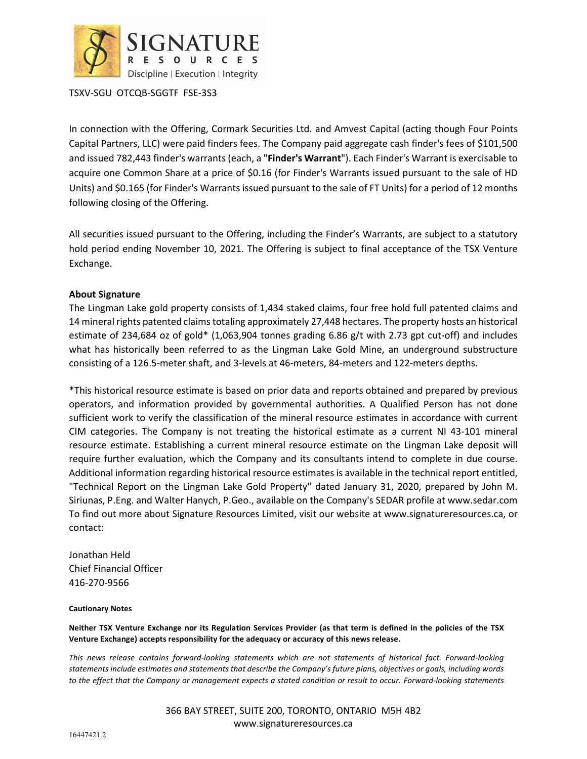TSXV-SGU OTCQB-SGGTF FSE-3S3

In connection with the Offering, Cormark Securities Ltd. and Amvest Capital (acting though Four Points Capital Partners, LLC) were paid finders fees. The Company paid aggregate cash finder's fees of $101,500 and issued 782,443 finder's warrants (each, a "**Finder's Warrant**"). Each Finder's Warrant is exercisable to acquire one Common Share at a price of $0.16 (for Finder's Warrants issued pursuant to the sale of HD Units) and $0.165 (for Finder's Warrants issued pursuant to the sale of FT Units) for a period of 12 months following closing of the Offering.

All securities issued pursuant to the Offering, including the Finder's Warrants, are subject to a statutory hold period ending November 10, 2021. The Offering is subject to final acceptance of the TSX Venture Exchange.

**About Signature**

The Lingman Lake gold property consists of 1,434 staked claims, four free hold full patented claims and 14 mineral rights patented claims totaling approximately 27,448 hectares. The property hosts an historical estimate of 234,684 oz of gold* (1,063,904 tonnes grading 6.86 g/t with 2.73 gpt cut-off) and includes what has historically been referred to as the Lingman Lake Gold Mine, an underground substructure consisting of a 126.5-meter shaft, and 3-levels at 46-meters, 84-meters and 122-meters depths.

*This historical resource estimate is based on prior data and reports obtained and prepared by previous operators, and information provided by governmental authorities. A Qualified Person has not done sufficient work to verify the classification of the mineral resource estimates in accordance with current CIM categories. The Company is not treating the historical estimate as a current NI 43-101 mineral resource estimate. Establishing a current mineral resource estimate on the Lingman Lake deposit will require further evaluation, which the Company and its consultants intend to complete in due course. Additional information regarding historical resource estimates is available in the technical report entitled, "Technical Report on the Lingman Lake Gold Property" dated January 31, 2020, prepared by John M. Siriunas, P.Eng. and Walter Hanych, P.Geo., available on the Company's SEDAR profile at www.sedar.com To find out more about Signature Resources Limited, visit our website at www.signatureresources.ca, or contact:

Jonathan Held
Chief Financial Officer
416-270-9566

**Cautionary Notes**

**Neither TSX Venture Exchange nor its Regulation Services Provider (as that term is defined in the policies of the TSX Venture Exchange) accepts responsibility for the adequacy or accuracy of this news release.**

*This news release contains forward-looking statements which are not statements of historical fact. Forward-looking statements include estimates and statements that describe the Company's future plans, objectives or goals, including words to the effect that the Company or management expects a stated condition or result to occur. Forward-looking statements*

366 BAY STREET, SUITE 200, TORONTO, ONTARIO M5H 4B2
www.signatureresources.ca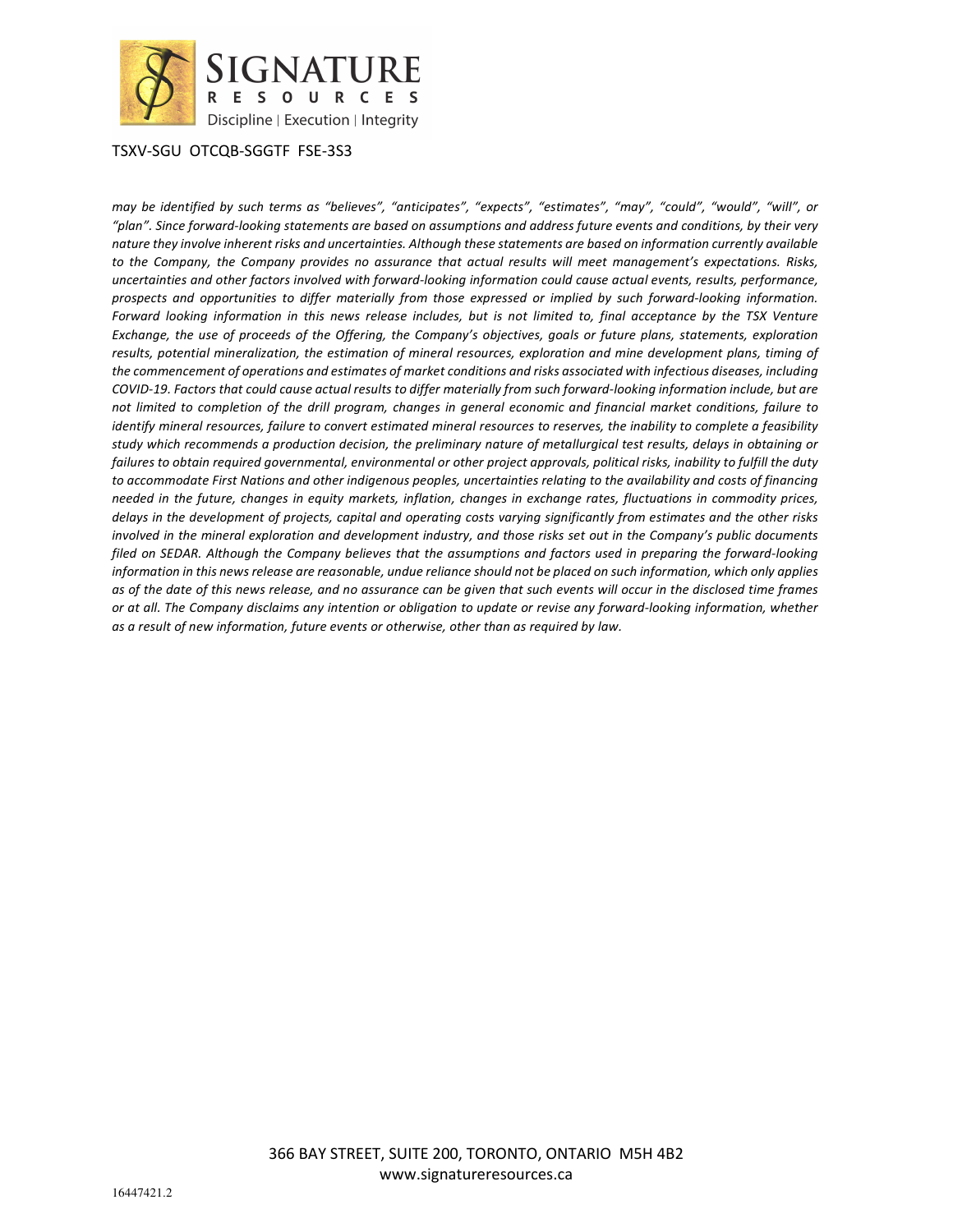*may be identified by such terms as "believes", "anticipates", "expects", "estimates", "may", "could", "would", "will", or "plan". Since forward-looking statements are based on assumptions and address future events and conditions, by their very nature they involve inherent risks and uncertainties. Although these statements are based on information currently available to the Company, the Company provides no assurance that actual results will meet management's expectations. Risks, uncertainties and other factors involved with forward-looking information could cause actual events, results, performance, prospects and opportunities to differ materially from those expressed or implied by such forward-looking information. Forward looking information in this news release includes, but is not limited to, final acceptance by the TSX Venture Exchange, the use of proceeds of the Offering, the Company's objectives, goals or future plans, statements, exploration results, potential mineralization, the estimation of mineral resources, exploration and mine development plans, timing of the commencement of operations and estimates of market conditions and risks associated with infectious diseases, including COVID-19. Factors that could cause actual results to differ materially from such forward-looking information include, but are not limited to completion of the drill program, changes in general economic and financial market conditions, failure to identify mineral resources, failure to convert estimated mineral resources to reserves, the inability to complete a feasibility study which recommends a production decision, the preliminary nature of metallurgical test results, delays in obtaining or failures to obtain required governmental, environmental or other project approvals, political risks, inability to fulfill the duty to accommodate First Nations and other indigenous peoples, uncertainties relating to the availability and costs of financing needed in the future, changes in equity markets, inflation, changes in exchange rates, fluctuations in commodity prices, delays in the development of projects, capital and operating costs varying significantly from estimates and the other risks involved in the mineral exploration and development industry, and those risks set out in the Company's public documents filed on SEDAR. Although the Company believes that the assumptions and factors used in preparing the forward-looking information in this news release are reasonable, undue reliance should not be placed on such information, which only applies as of the date of this news release, and no assurance can be given that such events will occur in the disclosed time frames or at all. The Company disclaims any intention or obligation to update or revise any forward-looking information, whether as a result of new information, future events or otherwise, other than as required by law.*